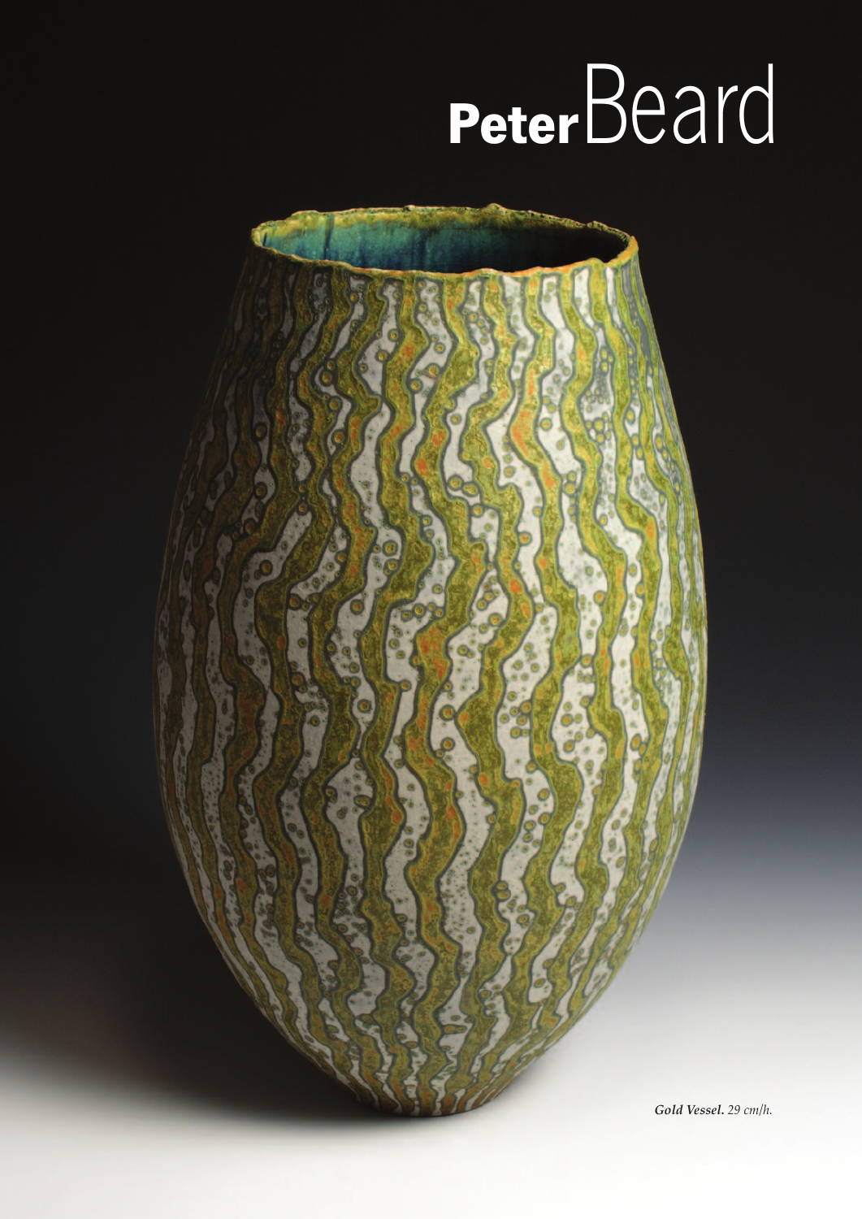# **Peter** Beard

***Gold Vessel.*** *29 cm/h.*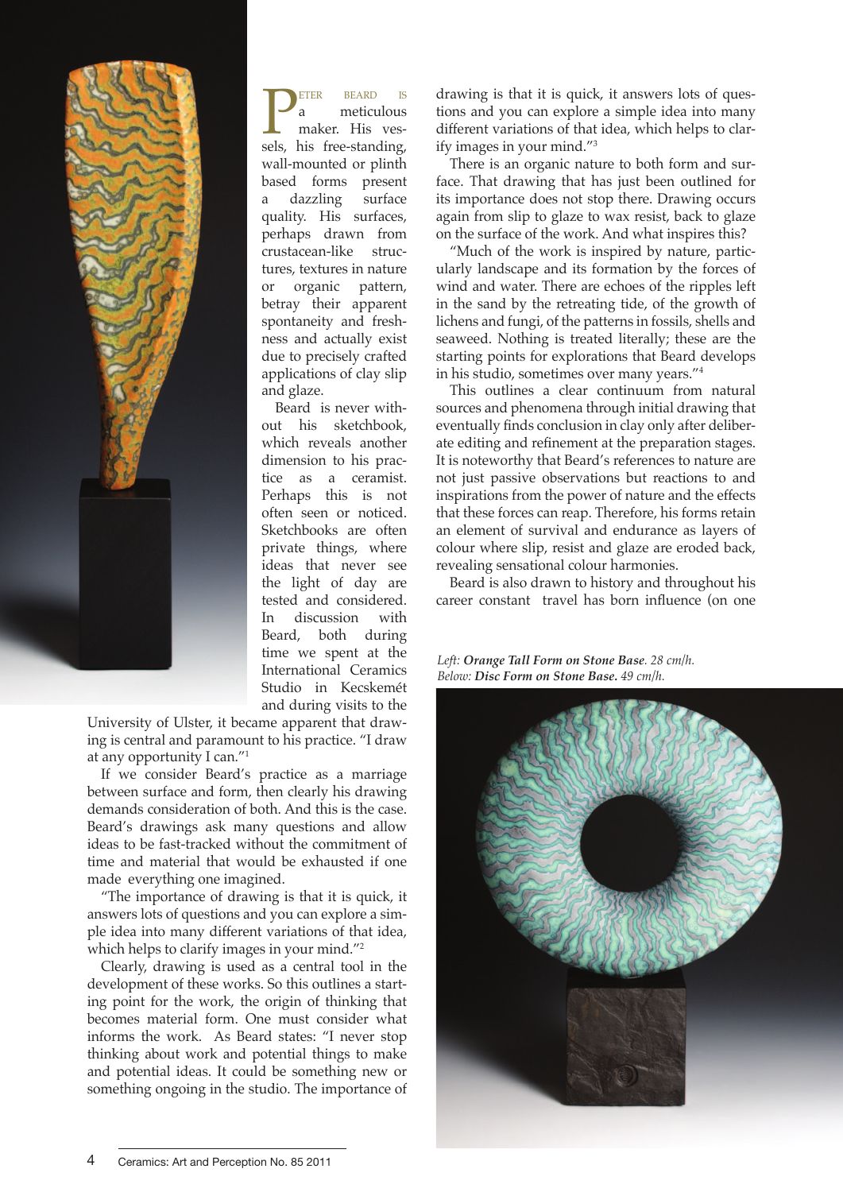Peter Beard is a meticulous maker. His vessels, his free-standing, wall-mounted or plinth based forms present a dazzling surface quality. His surfaces, perhaps drawn from crustacean-like structures, textures in nature or organic pattern, betray their apparent spontaneity and freshness and actually exist due to precisely crafted applications of clay slip and glaze.

Beard is never without his sketchbook, which reveals another dimension to his practice as a ceramist. Perhaps this is not often seen or noticed. Sketchbooks are often private things, where ideas that never see the light of day are tested and considered. In discussion with Beard, both during time we spent at the International Ceramics Studio in Kecskemét and during visits to the University of Ulster, it became apparent that drawing is central and paramount to his practice. "I draw at any opportunity I can."[1]

If we consider Beard's practice as a marriage between surface and form, then clearly his drawing demands consideration of both. And this is the case. Beard's drawings ask many questions and allow ideas to be fast-tracked without the commitment of time and material that would be exhausted if one made everything one imagined.

"The importance of drawing is that it is quick, it answers lots of questions and you can explore a simple idea into many different variations of that idea, which helps to clarify images in your mind."[2]

Clearly, drawing is used as a central tool in the development of these works. So this outlines a starting point for the work, the origin of thinking that becomes material form. One must consider what informs the work. As Beard states: "I never stop thinking about work and potential things to make and potential ideas. It could be something new or something ongoing in the studio. The importance of drawing is that it is quick, it answers lots of questions and you can explore a simple idea into many different variations of that idea, which helps to clarify images in your mind."[3]

There is an organic nature to both form and surface. That drawing that has just been outlined for its importance does not stop there. Drawing occurs again from slip to glaze to wax resist, back to glaze on the surface of the work. And what inspires this?

"Much of the work is inspired by nature, particularly landscape and its formation by the forces of wind and water. There are echoes of the ripples left in the sand by the retreating tide, of the growth of lichens and fungi, of the patterns in fossils, shells and seaweed. Nothing is treated literally; these are the starting points for explorations that Beard develops in his studio, sometimes over many years."[4]

This outlines a clear continuum from natural sources and phenomena through initial drawing that eventually finds conclusion in clay only after deliberate editing and refinement at the preparation stages. It is noteworthy that Beard's references to nature are not just passive observations but reactions to and inspirations from the power of nature and the effects that these forces can reap. Therefore, his forms retain an element of survival and endurance as layers of colour where slip, resist and glaze are eroded back, revealing sensational colour harmonies.

Beard is also drawn to history and throughout his career constant travel has born influence (on one

*Left:* ***Orange Tall Form on Stone Base****. 28 cm/h.*
*Below:* ***Disc Form on Stone Base.*** *49 cm/h.*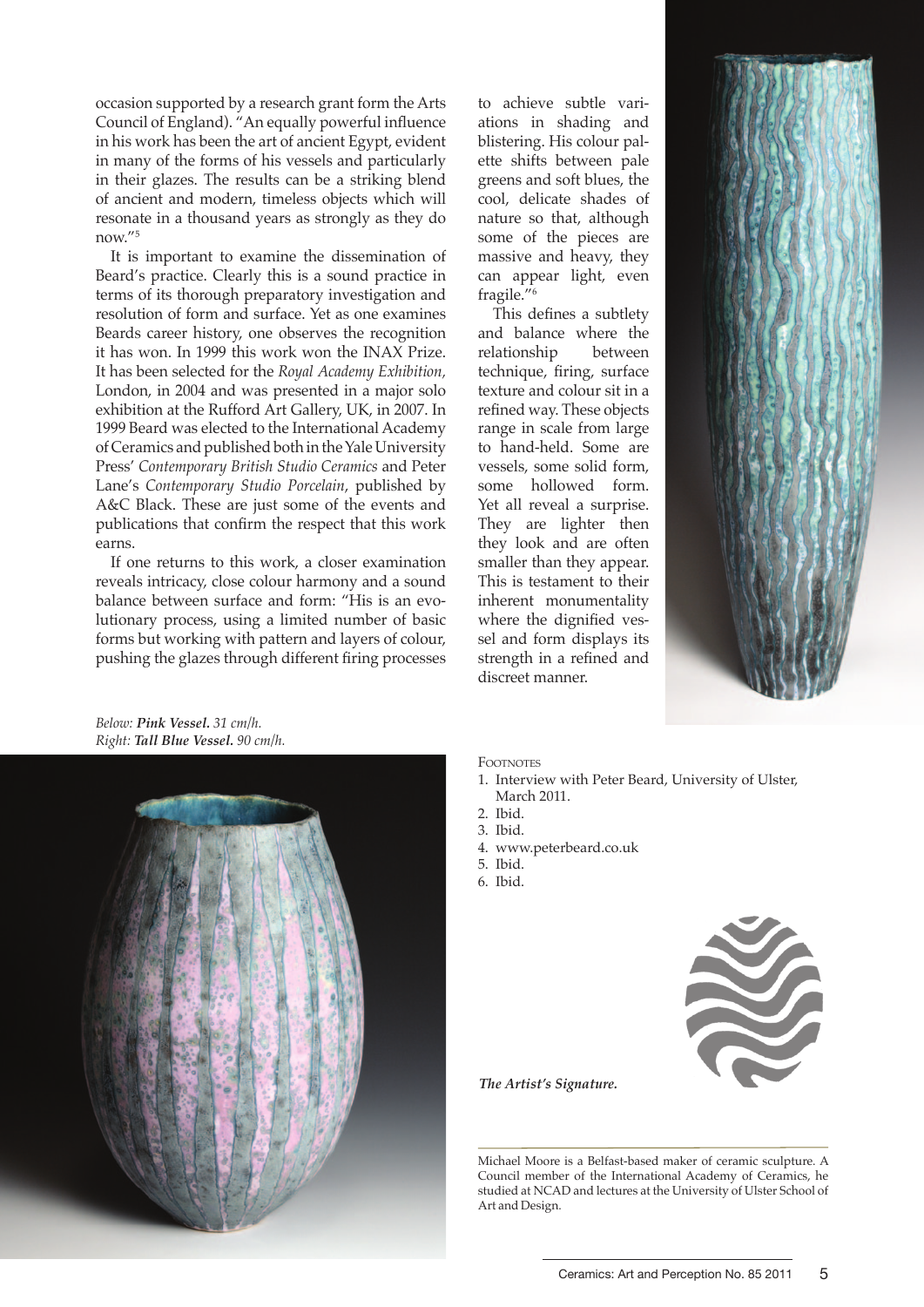occasion supported by a research grant form the Arts Council of England). "An equally powerful influence in his work has been the art of ancient Egypt, evident in many of the forms of his vessels and particularly in their glazes. The results can be a striking blend of ancient and modern, timeless objects which will resonate in a thousand years as strongly as they do now."[5]

It is important to examine the dissemination of Beard's practice. Clearly this is a sound practice in terms of its thorough preparatory investigation and resolution of form and surface. Yet as one examines Beards career history, one observes the recognition it has won. In 1999 this work won the INAX Prize. It has been selected for the *Royal Academy Exhibition*, London, in 2004 and was presented in a major solo exhibition at the Rufford Art Gallery, UK, in 2007. In 1999 Beard was elected to the International Academy of Ceramics and published both in the Yale University Press' *Contemporary British Studio Ceramics* and Peter Lane's *Contemporary Studio Porcelain*, published by A&C Black. These are just some of the events and publications that confirm the respect that this work earns.

If one returns to this work, a closer examination reveals intricacy, close colour harmony and a sound balance between surface and form: "His is an evolutionary process, using a limited number of basic forms but working with pattern and layers of colour, pushing the glazes through different firing processes to achieve subtle variations in shading and blistering. His colour palette shifts between pale greens and soft blues, the cool, delicate shades of nature so that, although some of the pieces are massive and heavy, they can appear light, even fragile."[6]

This defines a subtlety and balance where the relationship between technique, firing, surface texture and colour sit in a refined way. These objects range in scale from large to hand-held. Some are vessels, some solid form, some hollowed form. Yet all reveal a surprise. They are lighter then they look and are often smaller than they appear. This is testament to their inherent monumentality where the dignified vessel and form displays its strength in a refined and discreet manner.

*Below:* ***Pink Vessel.*** *31 cm/h.*
*Right:* ***Tall Blue Vessel.*** *90 cm/h.*

FOOTNOTES

1. Interview with Peter Beard, University of Ulster, March 2011.
2. Ibid.
3. Ibid.
4. www.peterbeard.co.uk
5. Ibid.
6. Ibid.

***The Artist's Signature.***

Michael Moore is a Belfast-based maker of ceramic sculpture. A Council member of the International Academy of Ceramics, he studied at NCAD and lectures at the University of Ulster School of Art and Design.